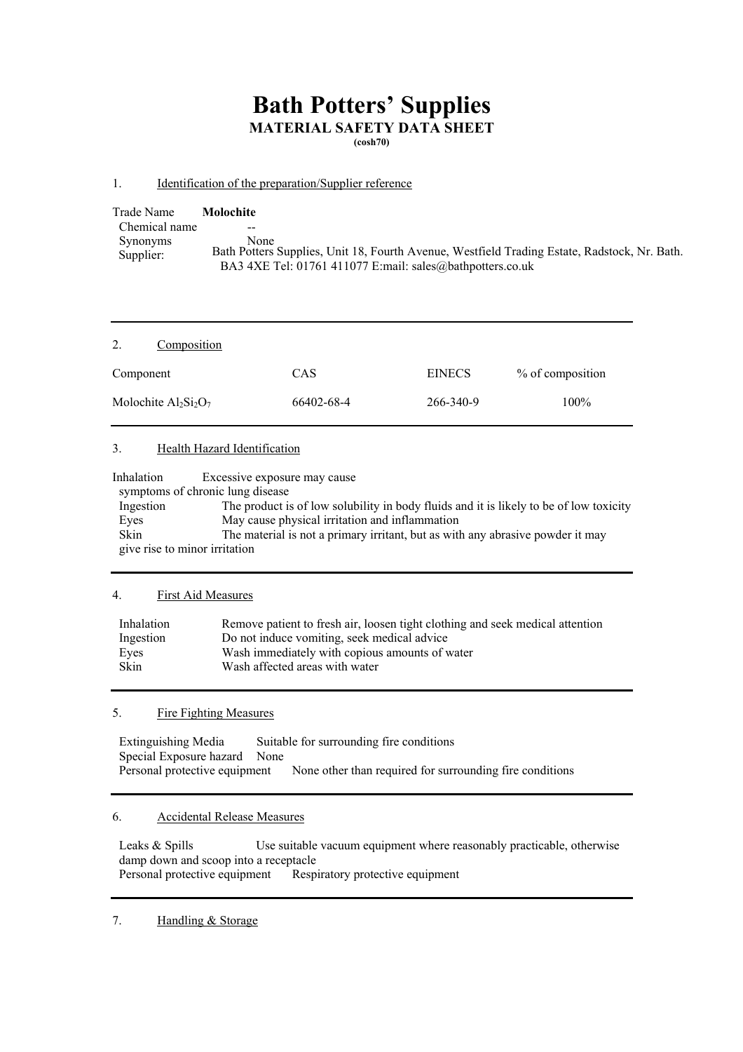# Bath Potters' Supplies

## MATERIAL SAFETY DATA SHEET

**(cosh70)**

### 1. Identification of the preparation/Supplier reference

Trade Name **Molochite**

Chemical name --

Synonyms None

Supplier: Bath Potters Supplies, Unit 18, Fourth Avenue, Westfield Trading Estate, Radstock, Nr. Bath. BA3 4XE Tel: 01761 411077 E:mail: sales@bathpotters.co.uk

---

### 2. Composition

| Component | CAS | EINECS | % of composition |
|---|---|---|---|
| Molochite $Al_2Si_2O_7$ | 66402-68-4 | 266-340-9 | 100% |

---

### 3. Health Hazard Identification

Inhalation Excessive exposure may cause symptoms of chronic lung disease

Ingestion The product is of low solubility in body fluids and it is likely to be of low toxicity

Eyes May cause physical irritation and inflammation

Skin The material is not a primary irritant, but as with any abrasive powder it may give rise to minor irritation

---

### 4. First Aid Measures

Inhalation Remove patient to fresh air, loosen tight clothing and seek medical attention

Ingestion Do not induce vomiting, seek medical advice

Eyes Wash immediately with copious amounts of water

Skin Wash affected areas with water

---

### 5. Fire Fighting Measures

Extinguishing Media Suitable for surrounding fire conditions

Special Exposure hazard None

Personal protective equipment None other than required for surrounding fire conditions

---

### 6. Accidental Release Measures

Leaks & Spills Use suitable vacuum equipment where reasonably practicable, otherwise damp down and scoop into a receptacle

Personal protective equipment Respiratory protective equipment

---

### 7. Handling & Storage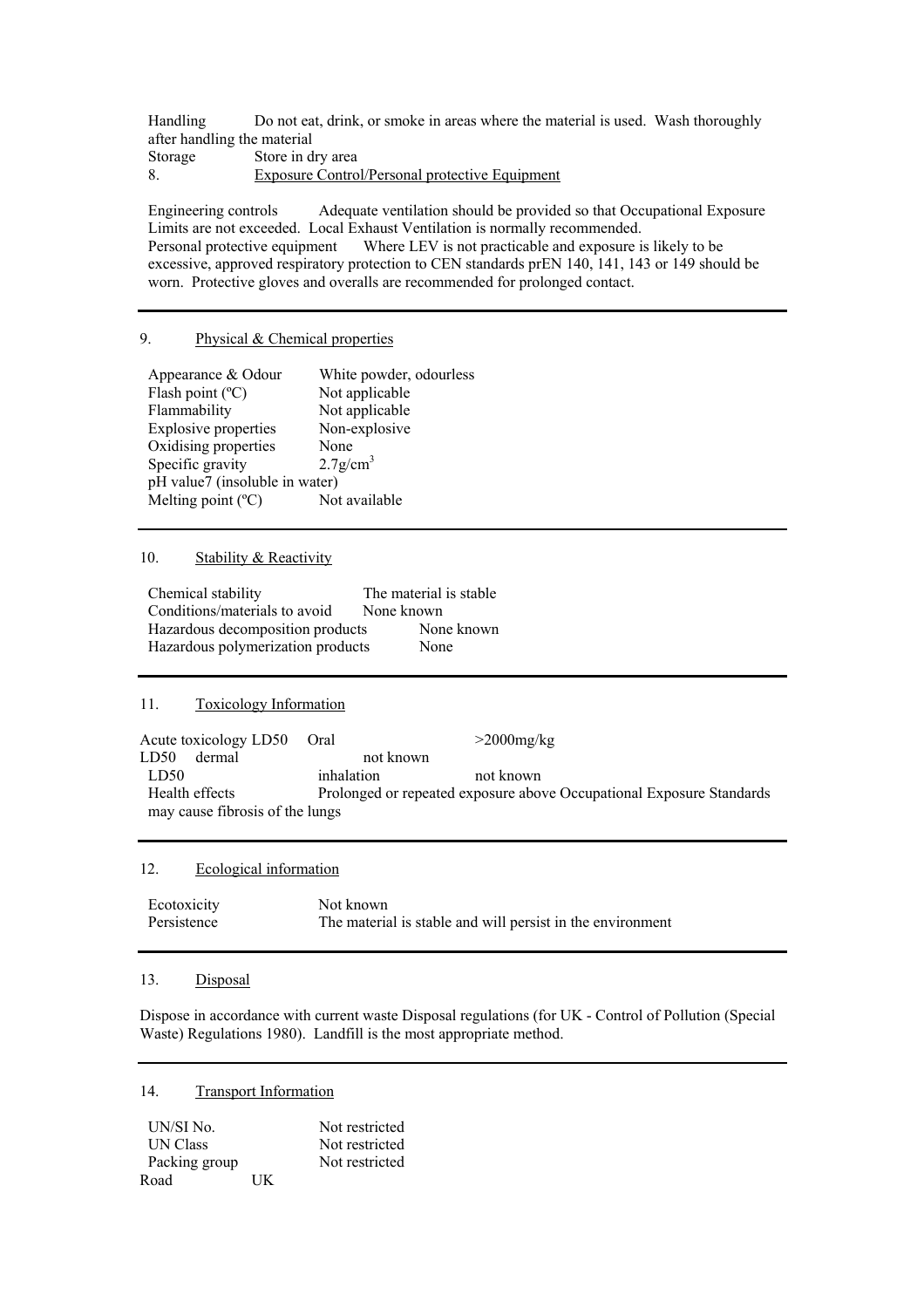Handling Do not eat, drink, or smoke in areas where the material is used. Wash thoroughly after handling the material

Storage Store in dry area

## 8. Exposure Control/Personal protective Equipment

Engineering controls Adequate ventilation should be provided so that Occupational Exposure Limits are not exceeded. Local Exhaust Ventilation is normally recommended.

Personal protective equipment Where LEV is not practicable and exposure is likely to be excessive, approved respiratory protection to CEN standards prEN 140, 141, 143 or 149 should be worn. Protective gloves and overalls are recommended for prolonged contact.

---

## 9. Physical & Chemical properties

| | |
|---|---|
| Appearance & Odour | White powder, odourless |
| Flash point (ºC) | Not applicable |
| Flammability | Not applicable |
| Explosive properties | Non-explosive |
| Oxidising properties | None |
| Specific gravity | $2.7g/cm^3$ |
| pH value7 (insoluble in water) | |
| Melting point (ºC) | Not available |

---

## 10. Stability & Reactivity

| | |
|---|---|
| Chemical stability | The material is stable |
| Conditions/materials to avoid | None known |
| Hazardous decomposition products | None known |
| Hazardous polymerization products | None |

---

## 11. Toxicology Information

| | | |
|---|---|---|
| Acute toxicology LD50 | Oral | >2000mg/kg |
| LD50 | dermal | not known |
| LD50 | inhalation | not known |

Health effects Prolonged or repeated exposure above Occupational Exposure Standards may cause fibrosis of the lungs

---

## 12. Ecological information

| | |
|---|---|
| Ecotoxicity | Not known |
| Persistence | The material is stable and will persist in the environment |

---

## 13. Disposal

Dispose in accordance with current waste Disposal regulations (for UK - Control of Pollution (Special Waste) Regulations 1980). Landfill is the most appropriate method.

---

## 14. Transport Information

| | |
|---|---|
| UN/SI No. | Not restricted |
| UN Class | Not restricted |
| Packing group | Not restricted |

Road UK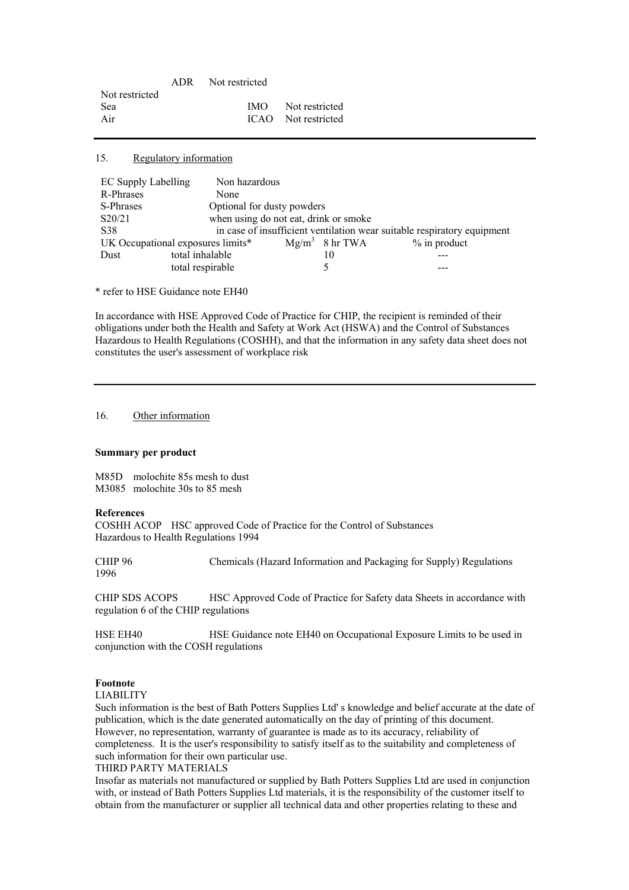| | ADR | Not restricted | |
|---|---|---|---|
| Not restricted | | | |
| Sea | | IMO | Not restricted |
| Air | | ICAO | Not restricted |

---

15. Regulatory information

| | | | |
|---|---|---|---|
| EC Supply Labelling | Non hazardous | | |
| R-Phrases | None | | |
| S-Phrases | Optional for dusty powders | | |
| S20/21 | when using do not eat, drink or smoke | | |
| S38 | in case of insufficient ventilation wear suitable respiratory equipment | | |

| UK Occupational exposures limits* | | $Mg/m^3$ 8 hr TWA | % in product |
|---|---|---|---|
| Dust | total inhalable | 10 | --- |
| | total respirable | 5 | --- |

\* refer to HSE Guidance note EH40

In accordance with HSE Approved Code of Practice for CHIP, the recipient is reminded of their obligations under both the Health and Safety at Work Act (HSWA) and the Control of Substances Hazardous to Health Regulations (COSHH), and that the information in any safety data sheet does not constitutes the user's assessment of workplace risk

---

16. Other information

**Summary per product**

M85D molochite 85s mesh to dust
M3085 molochite 30s to 85 mesh

**References**
COSHH ACOP HSC approved Code of Practice for the Control of Substances Hazardous to Health Regulations 1994

CHIP 96 Chemicals (Hazard Information and Packaging for Supply) Regulations 1996

CHIP SDS ACOPS HSC Approved Code of Practice for Safety data Sheets in accordance with regulation 6 of the CHIP regulations

HSE EH40 HSE Guidance note EH40 on Occupational Exposure Limits to be used in conjunction with the COSH regulations

**Footnote**
LIABILITY
Such information is the best of Bath Potters Supplies Ltd' s knowledge and belief accurate at the date of publication, which is the date generated automatically on the day of printing of this document. However, no representation, warranty of guarantee is made as to its accuracy, reliability of completeness. It is the user's responsibility to satisfy itself as to the suitability and completeness of such information for their own particular use.
THIRD PARTY MATERIALS
Insofar as materials not manufactured or supplied by Bath Potters Supplies Ltd are used in conjunction with, or instead of Bath Potters Supplies Ltd materials, it is the responsibility of the customer itself to obtain from the manufacturer or supplier all technical data and other properties relating to these and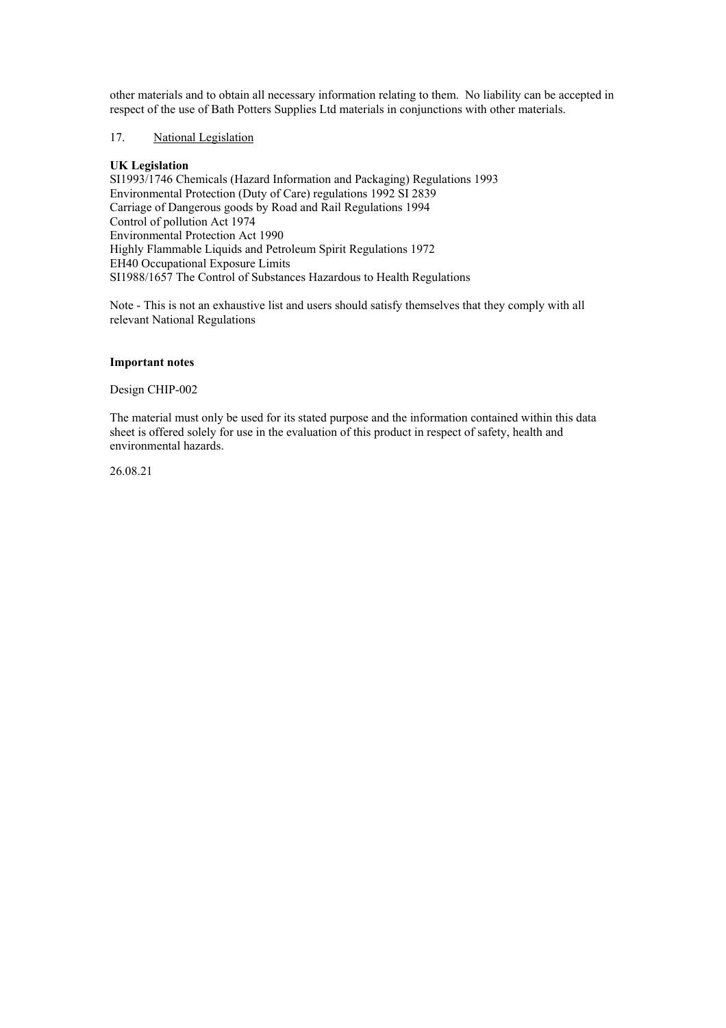other materials and to obtain all necessary information relating to them. No liability can be accepted in respect of the use of Bath Potters Supplies Ltd materials in conjunctions with other materials.

17. National Legislation

**UK Legislation**

SI1993/1746 Chemicals (Hazard Information and Packaging) Regulations 1993
Environmental Protection (Duty of Care) regulations 1992 SI 2839
Carriage of Dangerous goods by Road and Rail Regulations 1994
Control of pollution Act 1974
Environmental Protection Act 1990
Highly Flammable Liquids and Petroleum Spirit Regulations 1972
EH40 Occupational Exposure Limits
SI1988/1657 The Control of Substances Hazardous to Health Regulations

Note - This is not an exhaustive list and users should satisfy themselves that they comply with all relevant National Regulations

**Important notes**

Design CHIP-002

The material must only be used for its stated purpose and the information contained within this data sheet is offered solely for use in the evaluation of this product in respect of safety, health and environmental hazards.

26.08.21